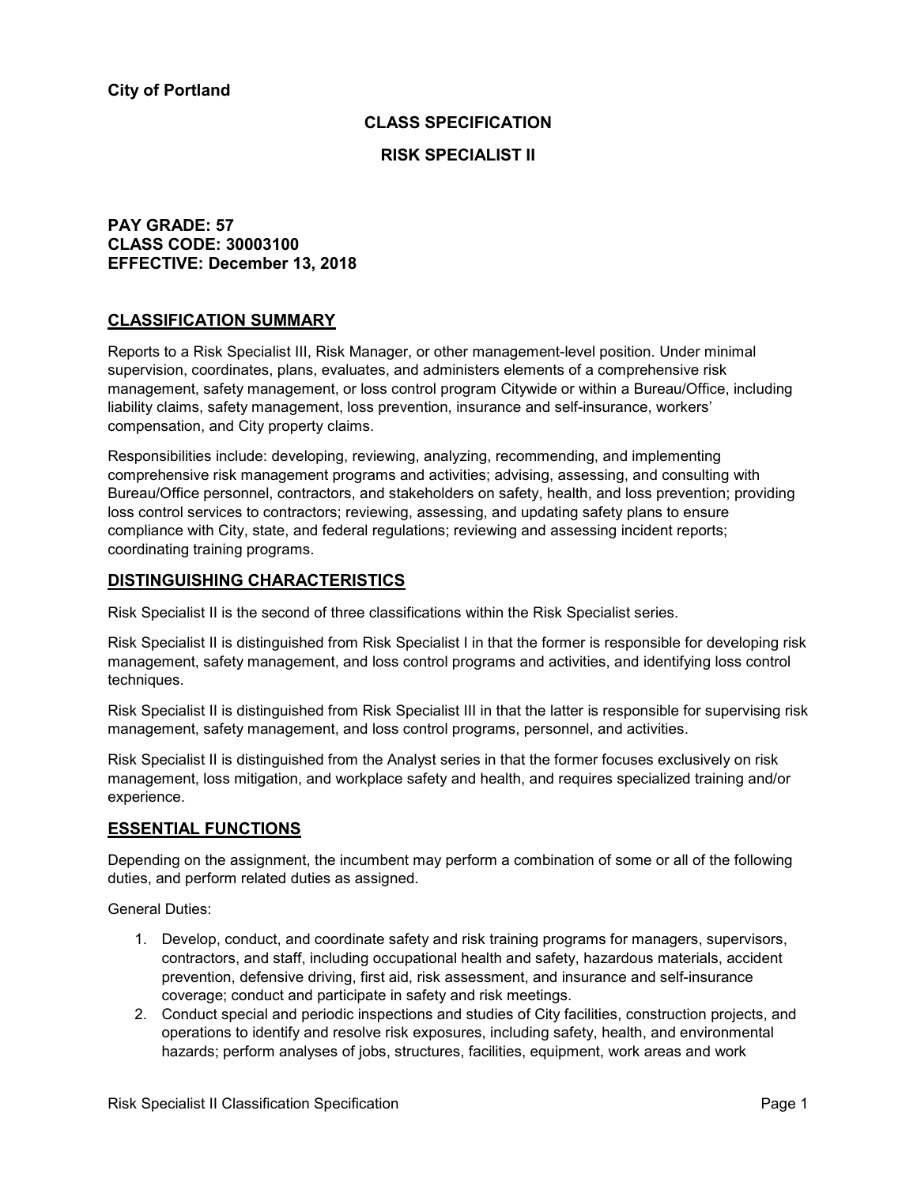**City of Portland**

# CLASS SPECIFICATION

# RISK SPECIALIST II

**PAY GRADE: 57**
**CLASS CODE: 30003100**
**EFFECTIVE: December 13, 2018**

## CLASSIFICATION SUMMARY

Reports to a Risk Specialist III, Risk Manager, or other management-level position. Under minimal supervision, coordinates, plans, evaluates, and administers elements of a comprehensive risk management, safety management, or loss control program Citywide or within a Bureau/Office, including liability claims, safety management, loss prevention, insurance and self-insurance, workers' compensation, and City property claims.

Responsibilities include: developing, reviewing, analyzing, recommending, and implementing comprehensive risk management programs and activities; advising, assessing, and consulting with Bureau/Office personnel, contractors, and stakeholders on safety, health, and loss prevention; providing loss control services to contractors; reviewing, assessing, and updating safety plans to ensure compliance with City, state, and federal regulations; reviewing and assessing incident reports; coordinating training programs.

## DISTINGUISHING CHARACTERISTICS

Risk Specialist II is the second of three classifications within the Risk Specialist series.

Risk Specialist II is distinguished from Risk Specialist I in that the former is responsible for developing risk management, safety management, and loss control programs and activities, and identifying loss control techniques.

Risk Specialist II is distinguished from Risk Specialist III in that the latter is responsible for supervising risk management, safety management, and loss control programs, personnel, and activities.

Risk Specialist II is distinguished from the Analyst series in that the former focuses exclusively on risk management, loss mitigation, and workplace safety and health, and requires specialized training and/or experience.

## ESSENTIAL FUNCTIONS

Depending on the assignment, the incumbent may perform a combination of some or all of the following duties, and perform related duties as assigned.

General Duties:

1. Develop, conduct, and coordinate safety and risk training programs for managers, supervisors, contractors, and staff, including occupational health and safety, hazardous materials, accident prevention, defensive driving, first aid, risk assessment, and insurance and self-insurance coverage; conduct and participate in safety and risk meetings.
2. Conduct special and periodic inspections and studies of City facilities, construction projects, and operations to identify and resolve risk exposures, including safety, health, and environmental hazards; perform analyses of jobs, structures, facilities, equipment, work areas and work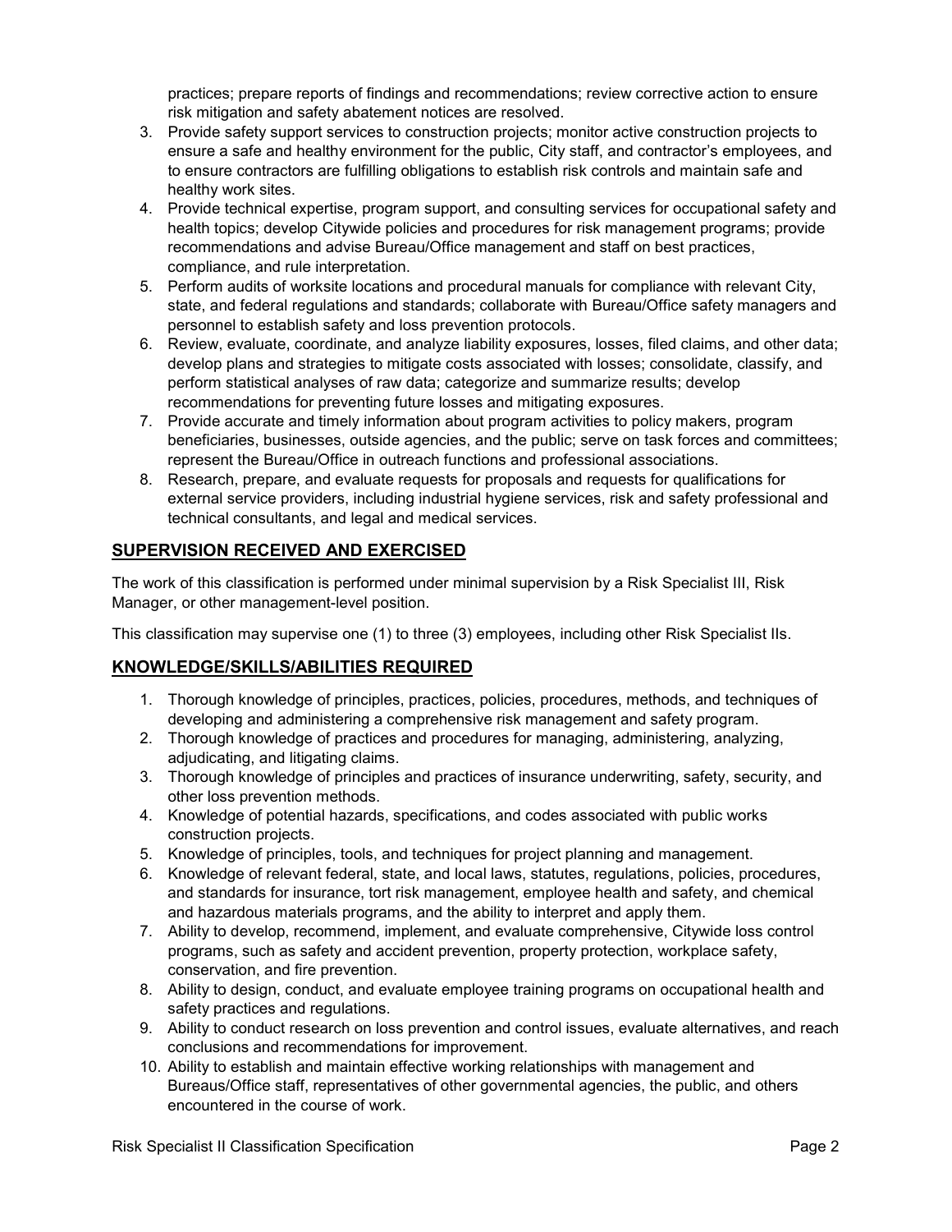practices; prepare reports of findings and recommendations; review corrective action to ensure risk mitigation and safety abatement notices are resolved.

3. Provide safety support services to construction projects; monitor active construction projects to ensure a safe and healthy environment for the public, City staff, and contractor's employees, and to ensure contractors are fulfilling obligations to establish risk controls and maintain safe and healthy work sites.
4. Provide technical expertise, program support, and consulting services for occupational safety and health topics; develop Citywide policies and procedures for risk management programs; provide recommendations and advise Bureau/Office management and staff on best practices, compliance, and rule interpretation.
5. Perform audits of worksite locations and procedural manuals for compliance with relevant City, state, and federal regulations and standards; collaborate with Bureau/Office safety managers and personnel to establish safety and loss prevention protocols.
6. Review, evaluate, coordinate, and analyze liability exposures, losses, filed claims, and other data; develop plans and strategies to mitigate costs associated with losses; consolidate, classify, and perform statistical analyses of raw data; categorize and summarize results; develop recommendations for preventing future losses and mitigating exposures.
7. Provide accurate and timely information about program activities to policy makers, program beneficiaries, businesses, outside agencies, and the public; serve on task forces and committees; represent the Bureau/Office in outreach functions and professional associations.
8. Research, prepare, and evaluate requests for proposals and requests for qualifications for external service providers, including industrial hygiene services, risk and safety professional and technical consultants, and legal and medical services.

## SUPERVISION RECEIVED AND EXERCISED

The work of this classification is performed under minimal supervision by a Risk Specialist III, Risk Manager, or other management-level position.

This classification may supervise one (1) to three (3) employees, including other Risk Specialist IIs.

## KNOWLEDGE/SKILLS/ABILITIES REQUIRED

1. Thorough knowledge of principles, practices, policies, procedures, methods, and techniques of developing and administering a comprehensive risk management and safety program.
2. Thorough knowledge of practices and procedures for managing, administering, analyzing, adjudicating, and litigating claims.
3. Thorough knowledge of principles and practices of insurance underwriting, safety, security, and other loss prevention methods.
4. Knowledge of potential hazards, specifications, and codes associated with public works construction projects.
5. Knowledge of principles, tools, and techniques for project planning and management.
6. Knowledge of relevant federal, state, and local laws, statutes, regulations, policies, procedures, and standards for insurance, tort risk management, employee health and safety, and chemical and hazardous materials programs, and the ability to interpret and apply them.
7. Ability to develop, recommend, implement, and evaluate comprehensive, Citywide loss control programs, such as safety and accident prevention, property protection, workplace safety, conservation, and fire prevention.
8. Ability to design, conduct, and evaluate employee training programs on occupational health and safety practices and regulations.
9. Ability to conduct research on loss prevention and control issues, evaluate alternatives, and reach conclusions and recommendations for improvement.
10. Ability to establish and maintain effective working relationships with management and Bureaus/Office staff, representatives of other governmental agencies, the public, and others encountered in the course of work.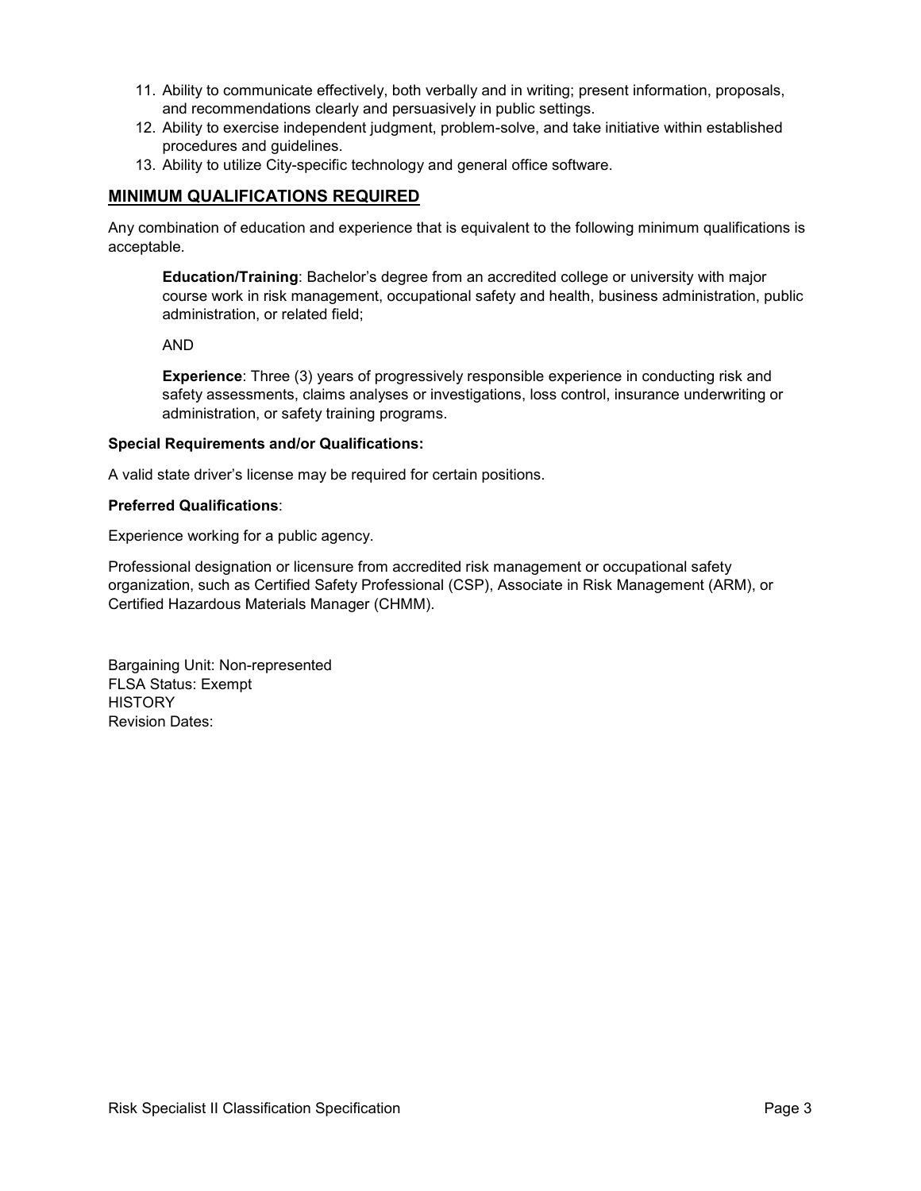11. Ability to communicate effectively, both verbally and in writing; present information, proposals, and recommendations clearly and persuasively in public settings.
12. Ability to exercise independent judgment, problem-solve, and take initiative within established procedures and guidelines.
13. Ability to utilize City-specific technology and general office software.

## MINIMUM QUALIFICATIONS REQUIRED

Any combination of education and experience that is equivalent to the following minimum qualifications is acceptable.

> **Education/Training**: Bachelor's degree from an accredited college or university with major course work in risk management, occupational safety and health, business administration, public administration, or related field;
>
> AND
>
> **Experience**: Three (3) years of progressively responsible experience in conducting risk and safety assessments, claims analyses or investigations, loss control, insurance underwriting or administration, or safety training programs.

**Special Requirements and/or Qualifications:**

A valid state driver's license may be required for certain positions.

**Preferred Qualifications**:

Experience working for a public agency.

Professional designation or licensure from accredited risk management or occupational safety organization, such as Certified Safety Professional (CSP), Associate in Risk Management (ARM), or Certified Hazardous Materials Manager (CHMM).

Bargaining Unit: Non-represented
FLSA Status: Exempt
HISTORY
Revision Dates: